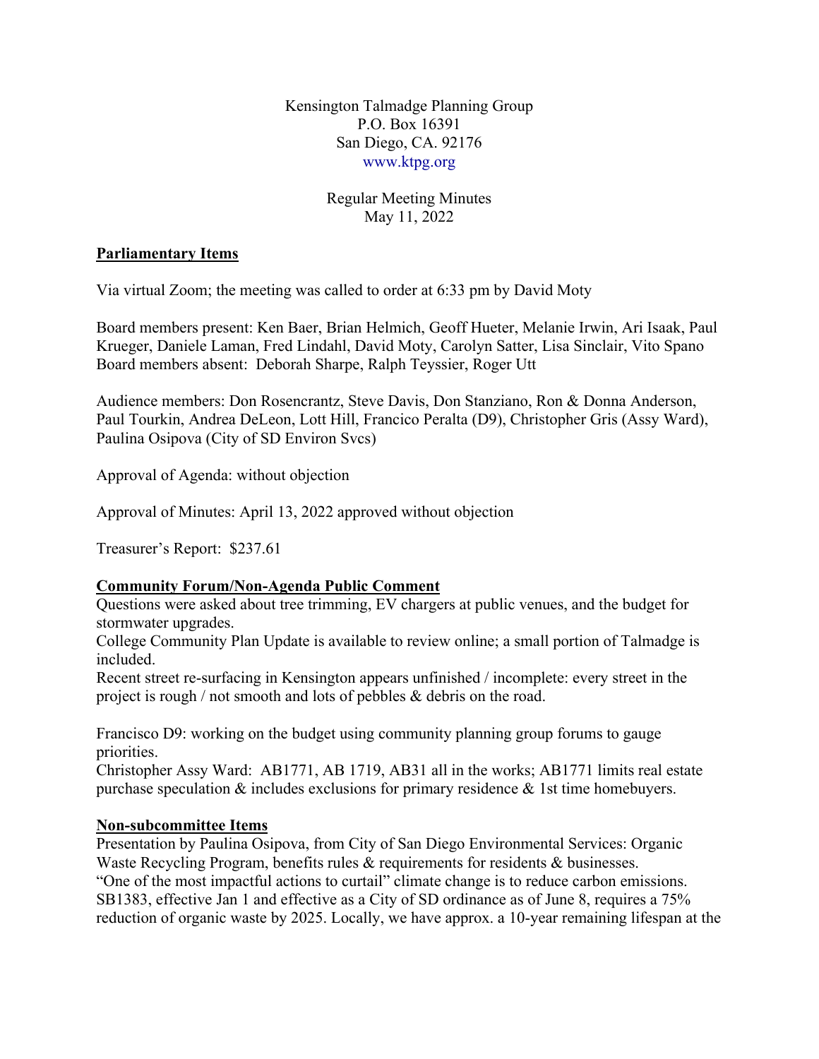Kensington Talmadge Planning Group
P.O. Box 16391
San Diego, CA. 92176
www.ktpg.org

Regular Meeting Minutes
May 11, 2022

**Parliamentary Items**

Via virtual Zoom; the meeting was called to order at 6:33 pm by David Moty

Board members present: Ken Baer, Brian Helmich, Geoff Hueter, Melanie Irwin, Ari Isaak, Paul Krueger, Daniele Laman, Fred Lindahl, David Moty, Carolyn Satter, Lisa Sinclair, Vito Spano
Board members absent: Deborah Sharpe, Ralph Teyssier, Roger Utt

Audience members: Don Rosencrantz, Steve Davis, Don Stanziano, Ron & Donna Anderson, Paul Tourkin, Andrea DeLeon, Lott Hill, Francico Peralta (D9), Christopher Gris (Assy Ward), Paulina Osipova (City of SD Environ Svcs)

Approval of Agenda: without objection

Approval of Minutes: April 13, 2022 approved without objection

Treasurer's Report: $237.61

**Community Forum/Non-Agenda Public Comment**

Questions were asked about tree trimming, EV chargers at public venues, and the budget for stormwater upgrades.
College Community Plan Update is available to review online; a small portion of Talmadge is included.
Recent street re-surfacing in Kensington appears unfinished / incomplete: every street in the project is rough / not smooth and lots of pebbles & debris on the road.

Francisco D9: working on the budget using community planning group forums to gauge priorities.
Christopher Assy Ward: AB1771, AB 1719, AB31 all in the works; AB1771 limits real estate purchase speculation & includes exclusions for primary residence & 1st time homebuyers.

**Non-subcommittee Items**

Presentation by Paulina Osipova, from City of San Diego Environmental Services: Organic Waste Recycling Program, benefits rules & requirements for residents & businesses.
"One of the most impactful actions to curtail" climate change is to reduce carbon emissions. SB1383, effective Jan 1 and effective as a City of SD ordinance as of June 8, requires a 75% reduction of organic waste by 2025. Locally, we have approx. a 10-year remaining lifespan at the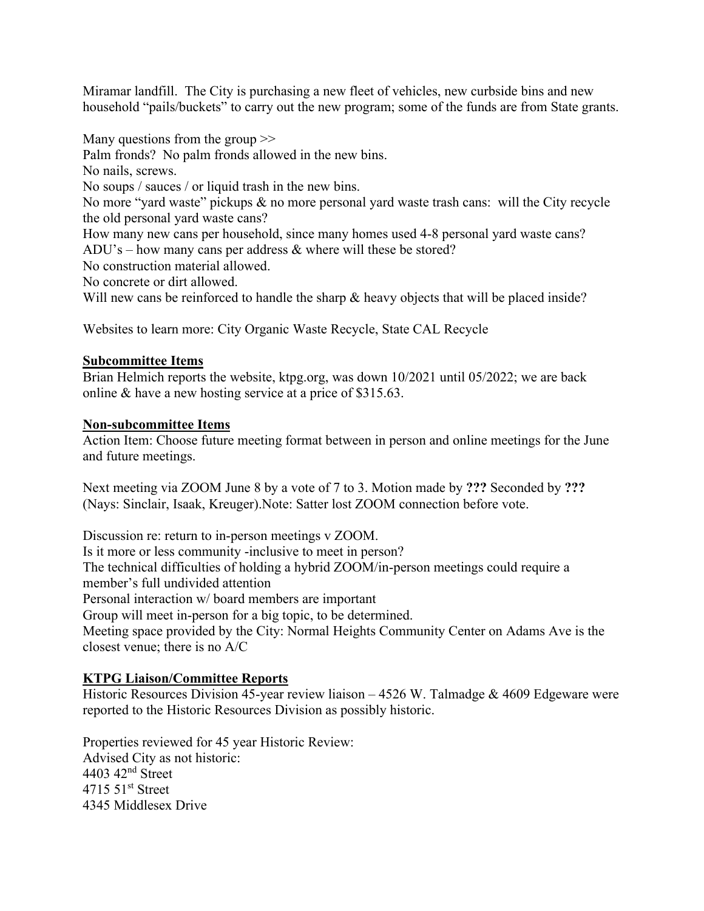Miramar landfill. The City is purchasing a new fleet of vehicles, new curbside bins and new household "pails/buckets" to carry out the new program; some of the funds are from State grants.

Many questions from the group >>
Palm fronds? No palm fronds allowed in the new bins.
No nails, screws.
No soups / sauces / or liquid trash in the new bins.
No more "yard waste" pickups & no more personal yard waste trash cans: will the City recycle the old personal yard waste cans?
How many new cans per household, since many homes used 4-8 personal yard waste cans?
ADU's – how many cans per address & where will these be stored?
No construction material allowed.
No concrete or dirt allowed.
Will new cans be reinforced to handle the sharp & heavy objects that will be placed inside?

Websites to learn more: City Organic Waste Recycle, State CAL Recycle

**Subcommittee Items**

Brian Helmich reports the website, ktpg.org, was down 10/2021 until 05/2022; we are back online & have a new hosting service at a price of $315.63.

**Non-subcommittee Items**

Action Item: Choose future meeting format between in person and online meetings for the June and future meetings.

Next meeting via ZOOM June 8 by a vote of 7 to 3. Motion made by **???** Seconded by **???** (Nays: Sinclair, Isaak, Kreuger).Note: Satter lost ZOOM connection before vote.

Discussion re: return to in-person meetings v ZOOM.
Is it more or less community -inclusive to meet in person?
The technical difficulties of holding a hybrid ZOOM/in-person meetings could require a member's full undivided attention
Personal interaction w/ board members are important
Group will meet in-person for a big topic, to be determined.
Meeting space provided by the City: Normal Heights Community Center on Adams Ave is the closest venue; there is no A/C

**KTPG Liaison/Committee Reports**

Historic Resources Division 45-year review liaison – 4526 W. Talmadge & 4609 Edgeware were reported to the Historic Resources Division as possibly historic.

Properties reviewed for 45 year Historic Review:
Advised City as not historic:
4403 42nd Street
4715 51st Street
4345 Middlesex Drive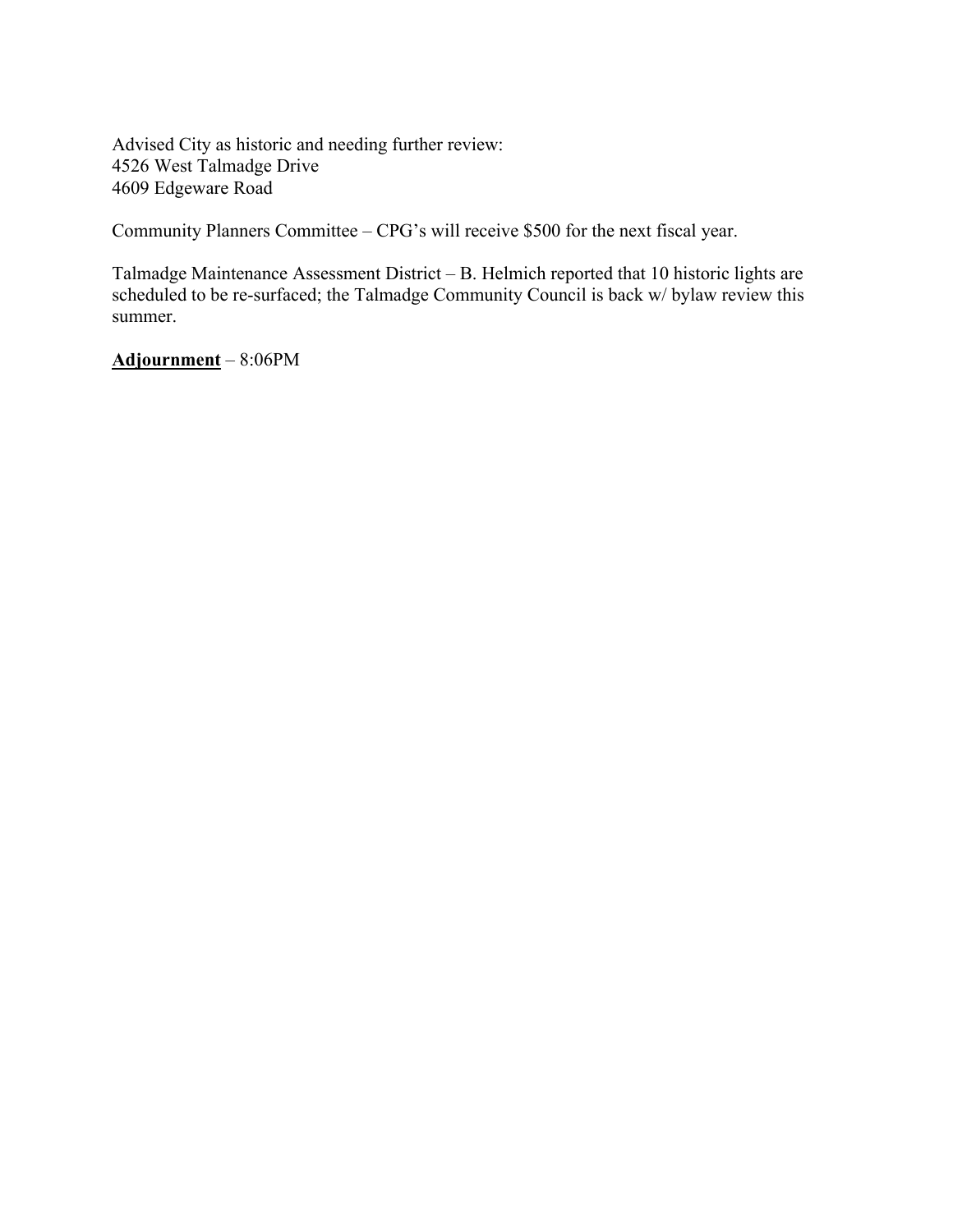Advised City as historic and needing further review:
4526 West Talmadge Drive
4609 Edgeware Road

Community Planners Committee – CPG's will receive $500 for the next fiscal year.

Talmadge Maintenance Assessment District – B. Helmich reported that 10 historic lights are scheduled to be re-surfaced; the Talmadge Community Council is back w/ bylaw review this summer.

**Adjournment** – 8:06PM